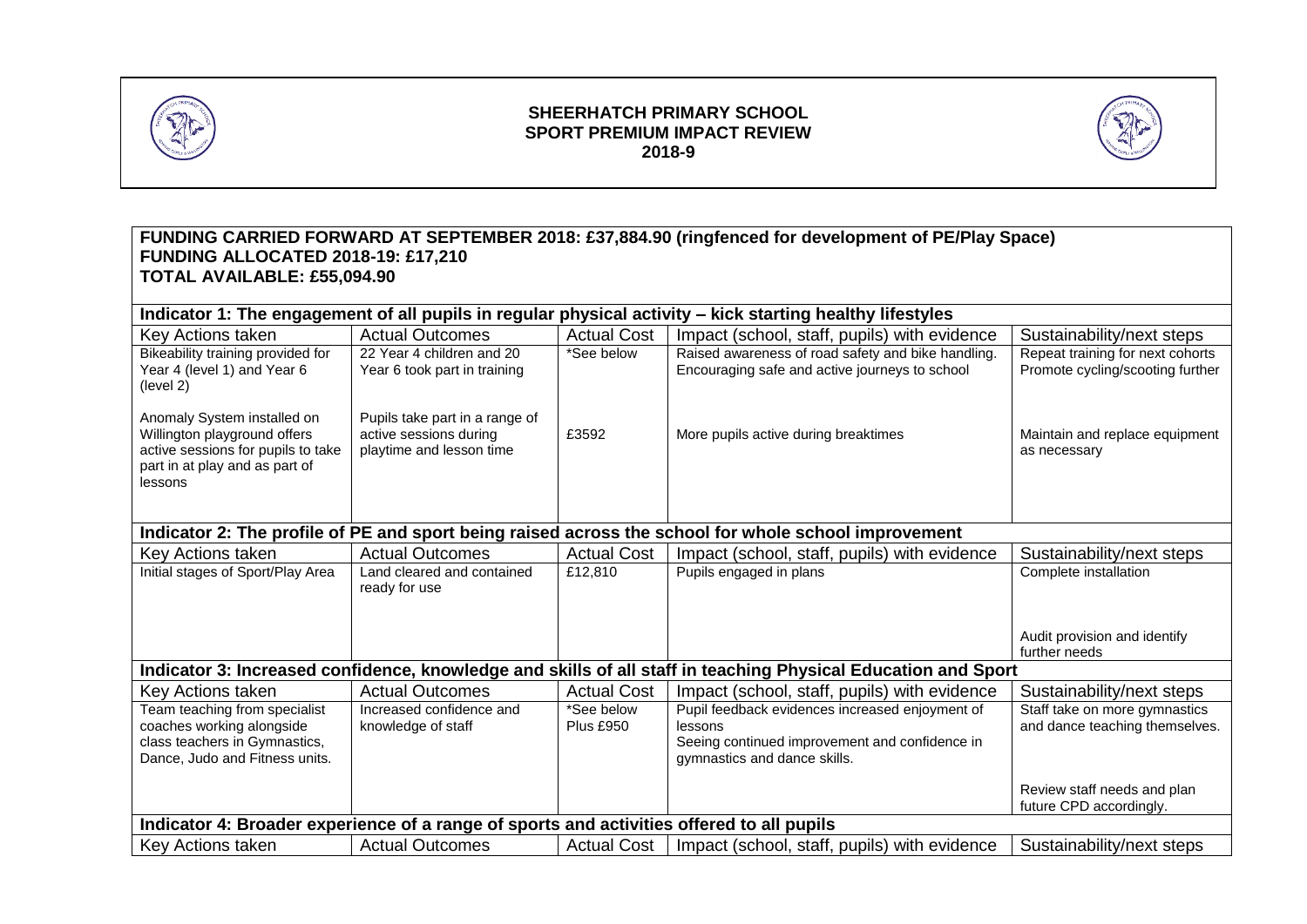# SHEERHATCH PRIMARY SCHOOL
## SPORT PREMIUM IMPACT REVIEW
## 2018-9

**FUNDING CARRIED FORWARD AT SEPTEMBER 2018: £37,884.90 (ringfenced for development of PE/Play Space)**
**FUNDING ALLOCATED 2018-19: £17,210**
**TOTAL AVAILABLE: £55,094.90**

| **Indicator 1: The engagement of all pupils in regular physical activity – kick starting healthy lifestyles** | | | | |
|---|---|---|---|---|
| Key Actions taken | Actual Outcomes | Actual Cost | Impact (school, staff, pupils) with evidence | Sustainability/next steps |
| Bikeability training provided for Year 4 (level 1) and Year 6 (level 2) | 22 Year 4 children and 20 Year 6 took part in training | *See below | Raised awareness of road safety and bike handling. Encouraging safe and active journeys to school | Repeat training for next cohorts Promote cycling/scooting further |
| Anomaly System installed on Willington playground offers active sessions for pupils to take part in at play and as part of lessons | Pupils take part in a range of active sessions during playtime and lesson time | £3592 | More pupils active during breaktimes | Maintain and replace equipment as necessary |
| **Indicator 2: The profile of PE and sport being raised across the school for whole school improvement** | | | | |
| Key Actions taken | Actual Outcomes | Actual Cost | Impact (school, staff, pupils) with evidence | Sustainability/next steps |
| Initial stages of Sport/Play Area | Land cleared and contained ready for use | £12,810 | Pupils engaged in plans | Complete installation<br><br>Audit provision and identify further needs |
| **Indicator 3: Increased confidence, knowledge and skills of all staff in teaching Physical Education and Sport** | | | | |
| Key Actions taken | Actual Outcomes | Actual Cost | Impact (school, staff, pupils) with evidence | Sustainability/next steps |
| Team teaching from specialist coaches working alongside class teachers in Gymnastics, Dance, Judo and Fitness units. | Increased confidence and knowledge of staff | *See below Plus £950 | Pupil feedback evidences increased enjoyment of lessons<br>Seeing continued improvement and confidence in gymnastics and dance skills. | Staff take on more gymnastics and dance teaching themselves.<br><br>Review staff needs and plan future CPD accordingly. |
| **Indicator 4: Broader experience of a range of sports and activities offered to all pupils** | | | | |
| Key Actions taken | Actual Outcomes | Actual Cost | Impact (school, staff, pupils) with evidence | Sustainability/next steps |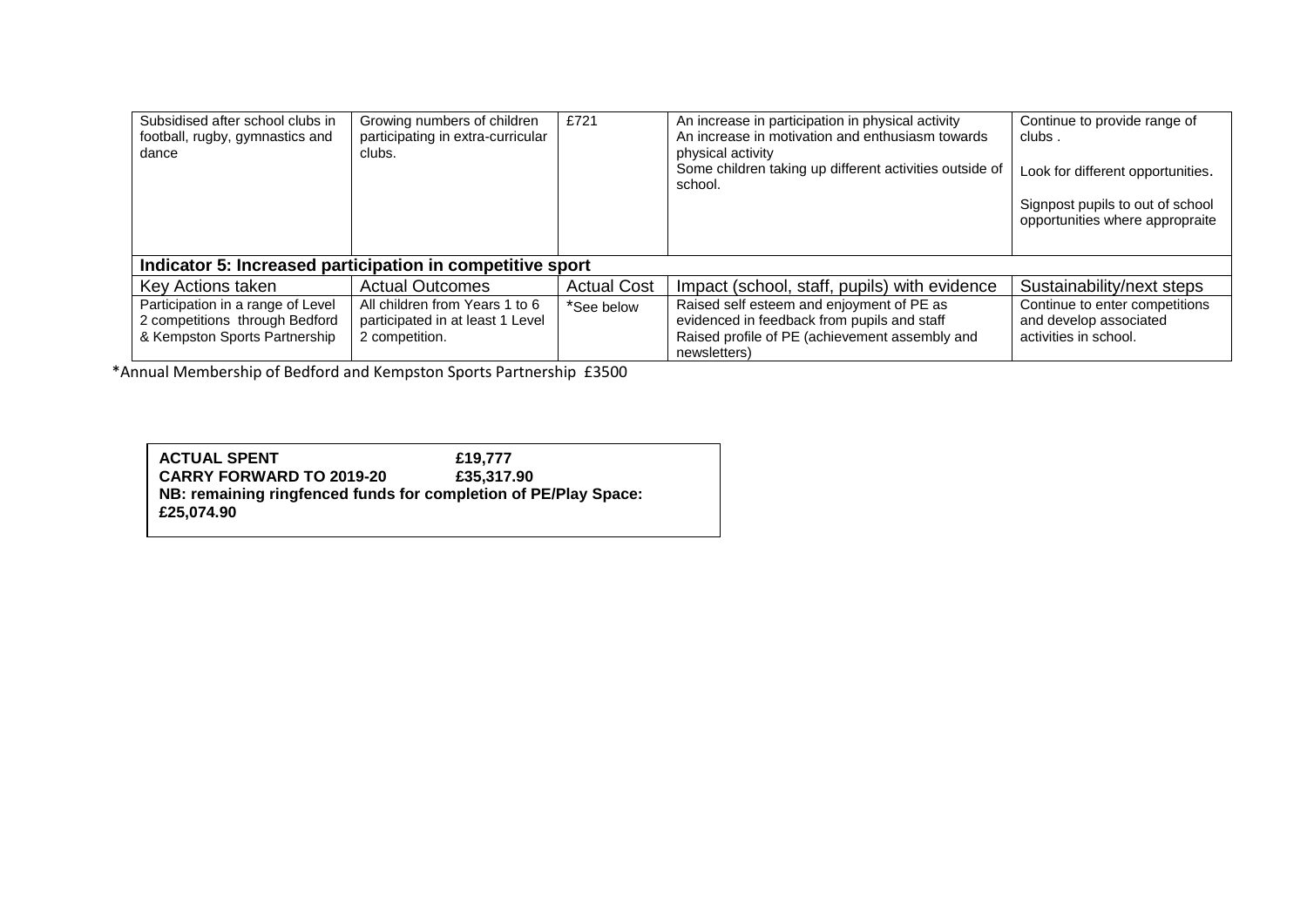| | | | | |
|---|---|---|---|---|
| Subsidised after school clubs in football, rugby, gymnastics and dance | Growing numbers of children participating in extra-curricular clubs. | £721 | An increase in participation in physical activity<br>An increase in motivation and enthusiasm towards physical activity<br>Some children taking up different activities outside of school. | Continue to provide range of clubs .<br><br>Look for different opportunities.<br><br>Signpost pupils to out of school opportunities where appropraite |

**Indicator 5: Increased participation in competitive sport**

| Key Actions taken | Actual Outcomes | Actual Cost | Impact (school, staff, pupils) with evidence | Sustainability/next steps |
|---|---|---|---|---|
| Participation in a range of Level 2 competitions through Bedford & Kempston Sports Partnership | All children from Years 1 to 6 participated in at least 1 Level 2 competition. | *See below | Raised self esteem and enjoyment of PE as evidenced in feedback from pupils and staff<br>Raised profile of PE (achievement assembly and newsletters) | Continue to enter competitions and develop associated activities in school. |

*Annual Membership of Bedford and Kempston Sports Partnership £3500

**ACTUAL SPENT £19,777**
**CARRY FORWARD TO 2019-20 £35,317.90**
**NB: remaining ringfenced funds for completion of PE/Play Space: £25,074.90**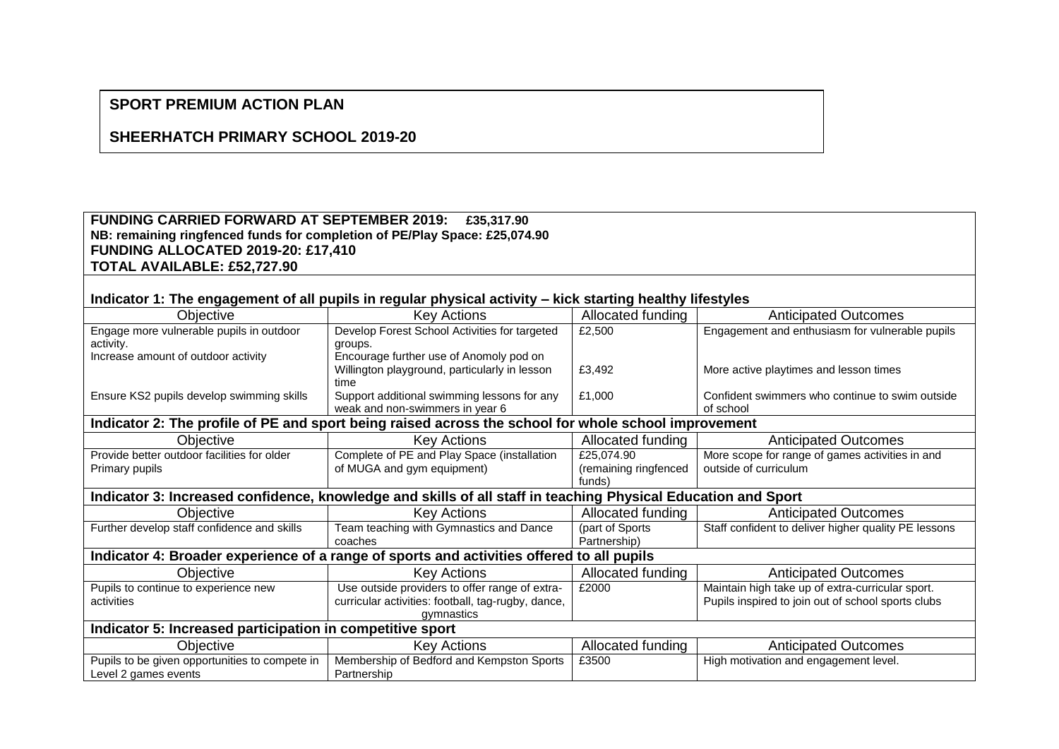**SPORT PREMIUM ACTION PLAN**

**SHEERHATCH PRIMARY SCHOOL 2019-20**

**FUNDING CARRIED FORWARD AT SEPTEMBER 2019: £35,317.90**
**NB: remaining ringfenced funds for completion of PE/Play Space: £25,074.90**
**FUNDING ALLOCATED 2019-20: £17,410**
**TOTAL AVAILABLE: £52,727.90**

**Indicator 1: The engagement of all pupils in regular physical activity – kick starting healthy lifestyles**

| Objective | Key Actions | Allocated funding | Anticipated Outcomes |
|---|---|---|---|
| Engage more vulnerable pupils in outdoor activity. | Develop Forest School Activities for targeted groups. | £2,500 | Engagement and enthusiasm for vulnerable pupils |
| Increase amount of outdoor activity | Encourage further use of Anomoly pod on Willington playground, particularly in lesson time | £3,492 | More active playtimes and lesson times |
| Ensure KS2 pupils develop swimming skills | Support additional swimming lessons for any weak and non-swimmers in year 6 | £1,000 | Confident swimmers who continue to swim outside of school |

**Indicator 2: The profile of PE and sport being raised across the school for whole school improvement**

| Objective | Key Actions | Allocated funding | Anticipated Outcomes |
|---|---|---|---|
| Provide better outdoor facilities for older Primary pupils | Complete of PE and Play Space (installation of MUGA and gym equipment) | £25,074.90 (remaining ringfenced funds) | More scope for range of games activities in and outside of curriculum |

**Indicator 3: Increased confidence, knowledge and skills of all staff in teaching Physical Education and Sport**

| Objective | Key Actions | Allocated funding | Anticipated Outcomes |
|---|---|---|---|
| Further develop staff confidence and skills | Team teaching with Gymnastics and Dance coaches | (part of Sports Partnership) | Staff confident to deliver higher quality PE lessons |

**Indicator 4: Broader experience of a range of sports and activities offered to all pupils**

| Objective | Key Actions | Allocated funding | Anticipated Outcomes |
|---|---|---|---|
| Pupils to continue to experience new activities | Use outside providers to offer range of extra-curricular activities: football, tag-rugby, dance, gymnastics | £2000 | Maintain high take up of extra-curricular sport. Pupils inspired to join out of school sports clubs |

**Indicator 5: Increased participation in competitive sport**

| Objective | Key Actions | Allocated funding | Anticipated Outcomes |
|---|---|---|---|
| Pupils to be given opportunities to compete in Level 2 games events | Membership of Bedford and Kempston Sports Partnership | £3500 | High motivation and engagement level. |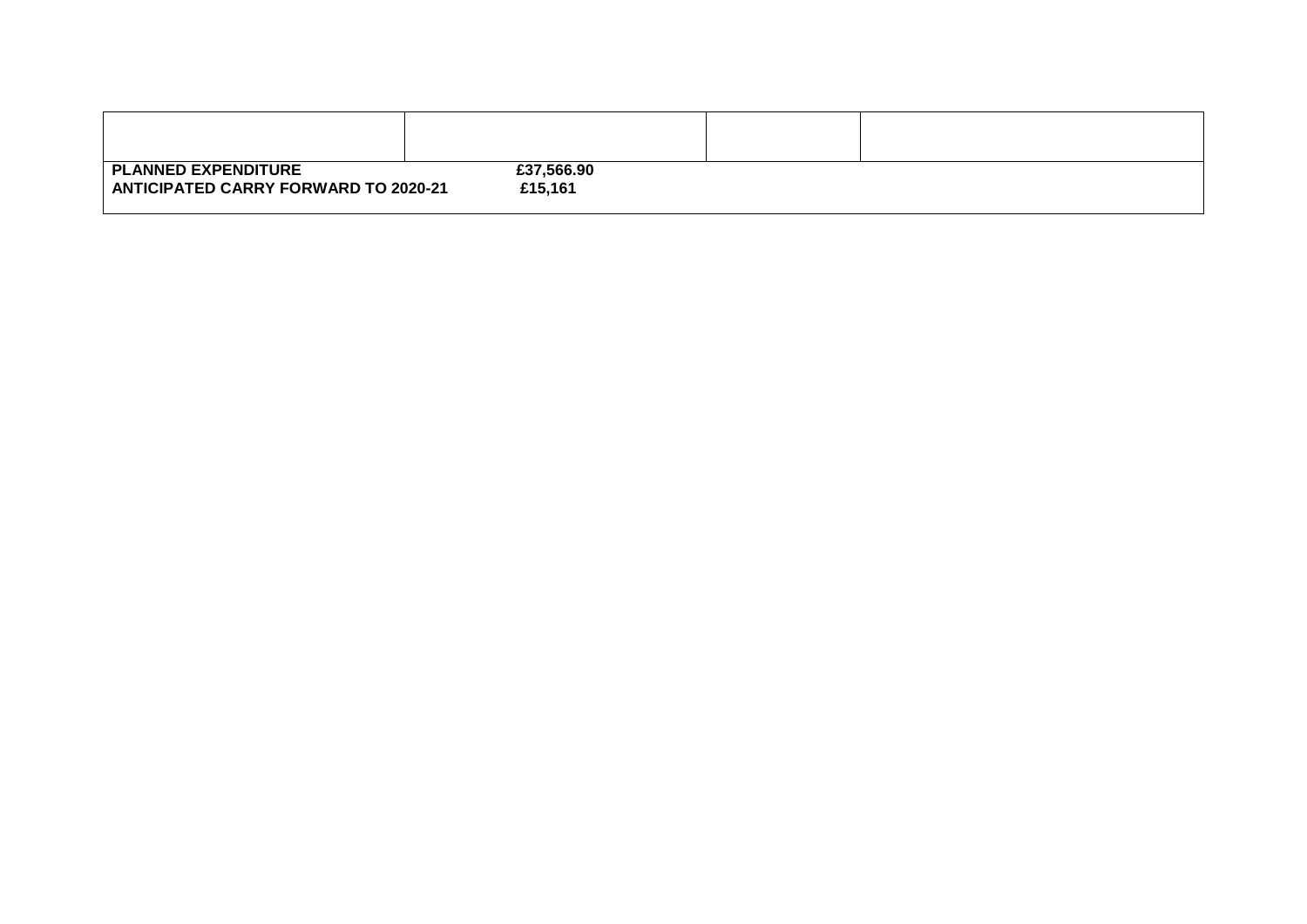| | | | |
|---|---|---|---|
| | | | |
| **PLANNED EXPENDITURE**<br>**ANTICIPATED CARRY FORWARD TO 2020-21** | **£37,566.90**<br>**£15,161** | | |